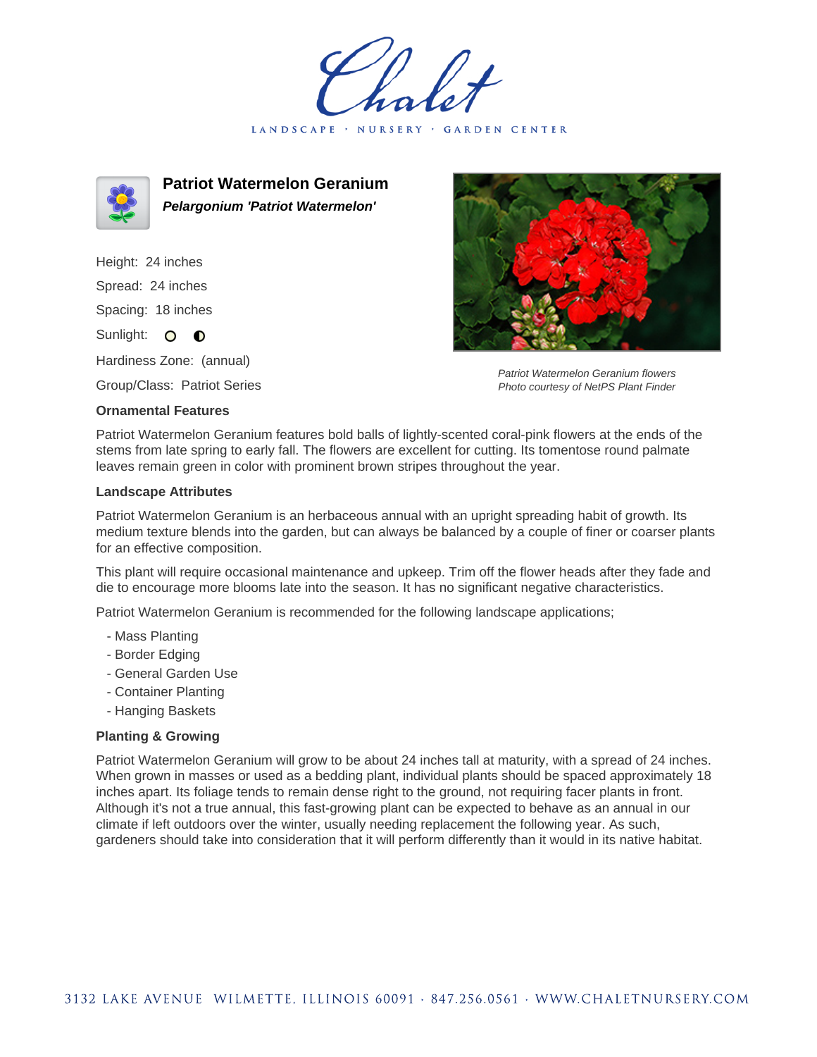# Patriot Watermelon Geranium

***Pelargonium 'Patriot Watermelon'***

Height: 24 inches

Spread: 24 inches

Spacing: 18 inches

Sunlight: ○ ◐

Hardiness Zone: (annual)

Group/Class: Patriot Series

*Patriot Watermelon Geranium flowers*
*Photo courtesy of NetPS Plant Finder*

### Ornamental Features

Patriot Watermelon Geranium features bold balls of lightly-scented coral-pink flowers at the ends of the stems from late spring to early fall. The flowers are excellent for cutting. Its tomentose round palmate leaves remain green in color with prominent brown stripes throughout the year.

### Landscape Attributes

Patriot Watermelon Geranium is an herbaceous annual with an upright spreading habit of growth. Its medium texture blends into the garden, but can always be balanced by a couple of finer or coarser plants for an effective composition.

This plant will require occasional maintenance and upkeep. Trim off the flower heads after they fade and die to encourage more blooms late into the season. It has no significant negative characteristics.

Patriot Watermelon Geranium is recommended for the following landscape applications;

- Mass Planting
- Border Edging
- General Garden Use
- Container Planting
- Hanging Baskets

### Planting & Growing

Patriot Watermelon Geranium will grow to be about 24 inches tall at maturity, with a spread of 24 inches. When grown in masses or used as a bedding plant, individual plants should be spaced approximately 18 inches apart. Its foliage tends to remain dense right to the ground, not requiring facer plants in front. Although it's not a true annual, this fast-growing plant can be expected to behave as an annual in our climate if left outdoors over the winter, usually needing replacement the following year. As such, gardeners should take into consideration that it will perform differently than it would in its native habitat.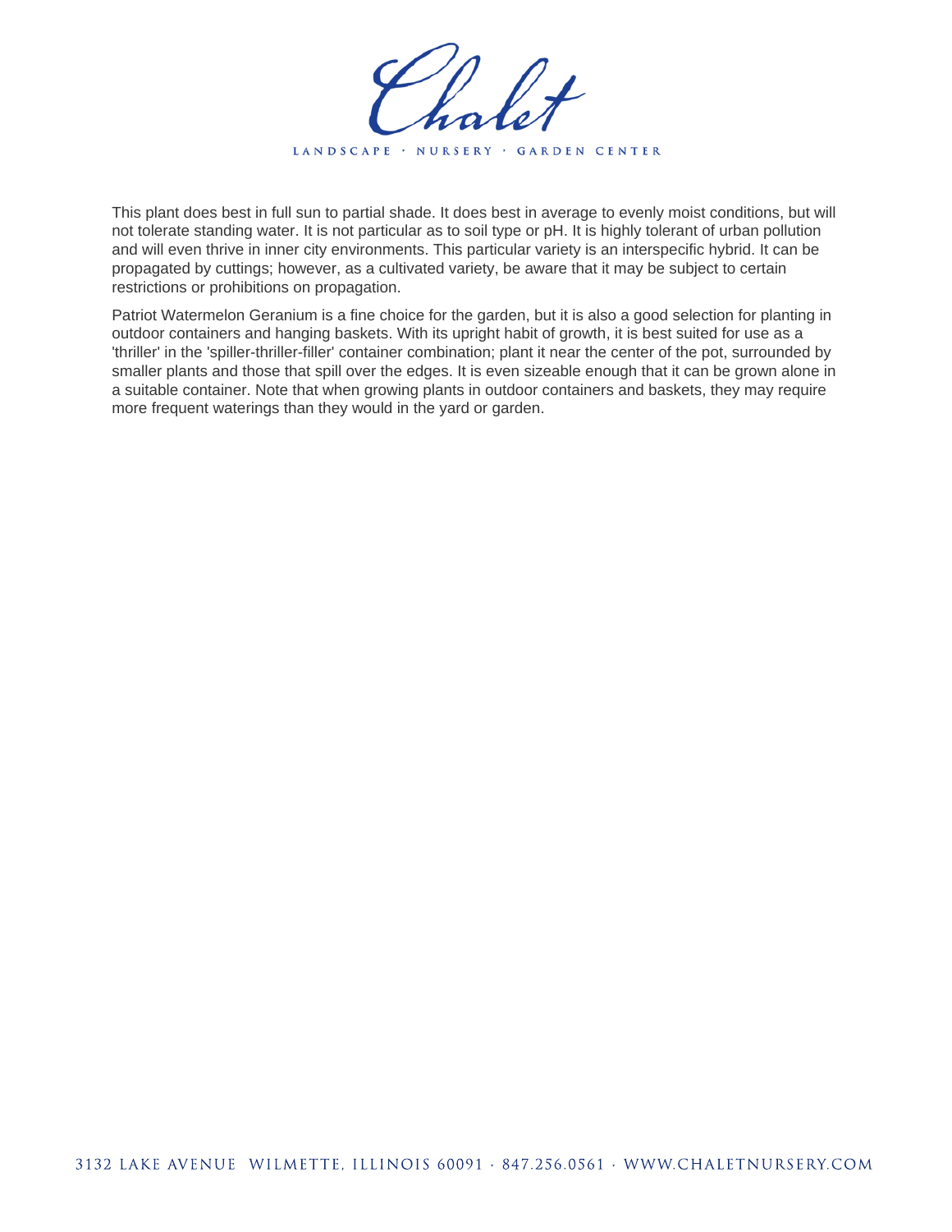This plant does best in full sun to partial shade. It does best in average to evenly moist conditions, but will not tolerate standing water. It is not particular as to soil type or pH. It is highly tolerant of urban pollution and will even thrive in inner city environments. This particular variety is an interspecific hybrid. It can be propagated by cuttings; however, as a cultivated variety, be aware that it may be subject to certain restrictions or prohibitions on propagation.

Patriot Watermelon Geranium is a fine choice for the garden, but it is also a good selection for planting in outdoor containers and hanging baskets. With its upright habit of growth, it is best suited for use as a 'thriller' in the 'spiller-thriller-filler' container combination; plant it near the center of the pot, surrounded by smaller plants and those that spill over the edges. It is even sizeable enough that it can be grown alone in a suitable container. Note that when growing plants in outdoor containers and baskets, they may require more frequent waterings than they would in the yard or garden.